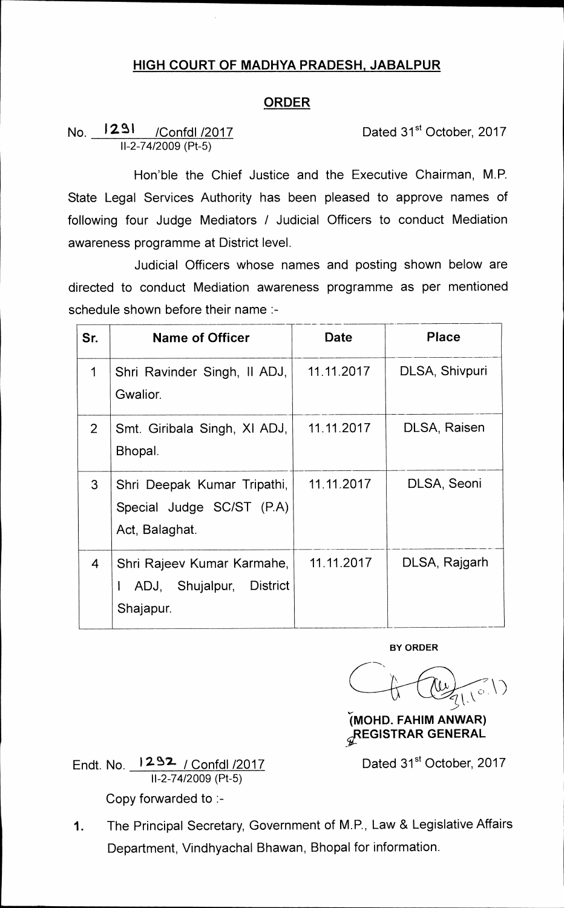## HIGH COURT OF MADHYA PRADESH, JABALPUR

## ORDER

No. 1291 /Confdl /2017 Dated 31st October, 2017
II-2-74/2009 (Pt-5)

Hon'ble the Chief Justice and the Executive Chairman, M.P. State Legal Services Authority has been pleased to approve names of following four Judge Mediators / Judicial Officers to conduct Mediation awareness programme at District level.

Judicial Officers whose names and posting shown below are directed to conduct Mediation awareness programme as per mentioned schedule shown before their name :-

| Sr. | Name of Officer | Date | Place |
|---|---|---|---|
| 1 | Shri Ravinder Singh, II ADJ, Gwalior. | 11.11.2017 | DLSA, Shivpuri |
| 2 | Smt. Giribala Singh, XI ADJ, Bhopal. | 11.11.2017 | DLSA, Raisen |
| 3 | Shri Deepak Kumar Tripathi, Special Judge SC/ST (P.A) Act, Balaghat. | 11.11.2017 | DLSA, Seoni |
| 4 | Shri Rajeev Kumar Karmahe, I ADJ, Shujalpur, District Shajapur. | 11.11.2017 | DLSA, Rajgarh |

BY ORDER

(MOHD. FAHIM ANWAR)
REGISTRAR GENERAL

Endt. No. 1292 / Confdl /2017 Dated 31st October, 2017
II-2-74/2009 (Pt-5)

Copy forwarded to :-

1. The Principal Secretary, Government of M.P., Law & Legislative Affairs Department, Vindhyachal Bhawan, Bhopal for information.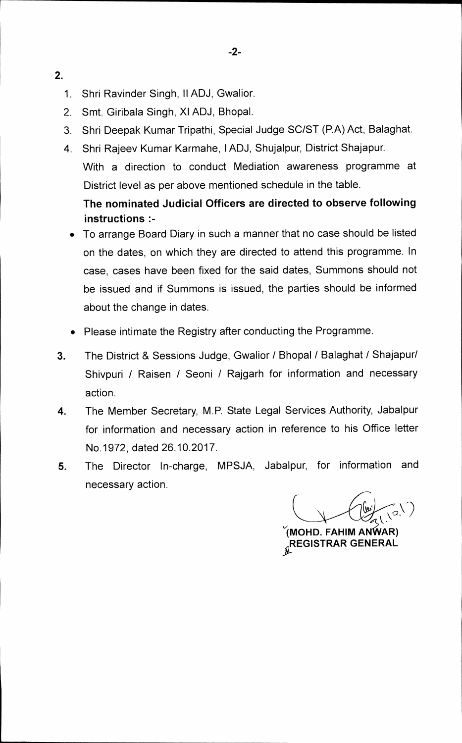2.

1. Shri Ravinder Singh, II ADJ, Gwalior.
2. Smt. Giribala Singh, XI ADJ, Bhopal.
3. Shri Deepak Kumar Tripathi, Special Judge SC/ST (P.A) Act, Balaghat.
4. Shri Rajeev Kumar Karmahe, I ADJ, Shujalpur, District Shajapur.

With a direction to conduct Mediation awareness programme at District level as per above mentioned schedule in the table.

**The nominated Judicial Officers are directed to observe following instructions :-**

- To arrange Board Diary in such a manner that no case should be listed on the dates, on which they are directed to attend this programme. In case, cases have been fixed for the said dates, Summons should not be issued and if Summons is issued, the parties should be informed about the change in dates.
- Please intimate the Registry after conducting the Programme.

3. The District & Sessions Judge, Gwalior / Bhopal / Balaghat / Shajapur/ Shivpuri / Raisen / Seoni / Rajgarh for information and necessary action.

4. The Member Secretary, M.P. State Legal Services Authority, Jabalpur for information and necessary action in reference to his Office letter No.1972, dated 26.10.2017.

5. The Director In-charge, MPSJA, Jabalpur, for information and necessary action.

(MOHD. FAHIM ANWAR)
REGISTRAR GENERAL